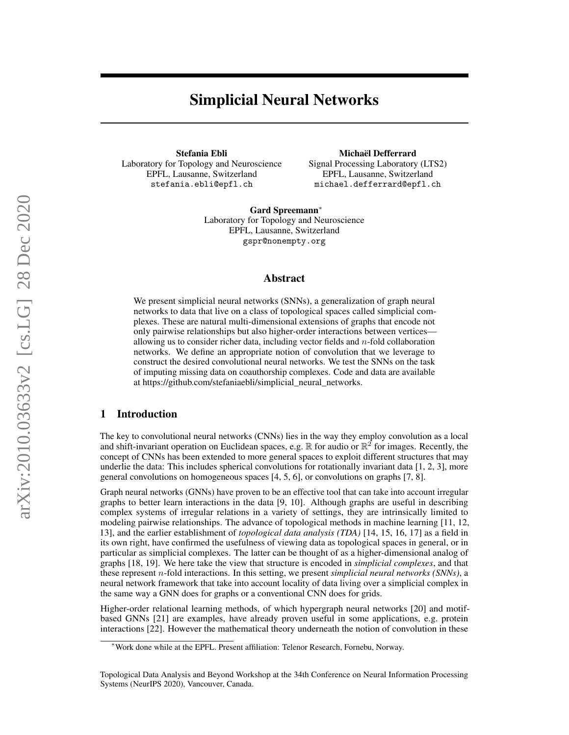# Simplicial Neural Networks

**Stefania Ebli**
Laboratory for Topology and Neuroscience
EPFL, Lausanne, Switzerland
stefania.ebli@epfl.ch

**Michaël Defferrard**
Signal Processing Laboratory (LTS2)
EPFL, Lausanne, Switzerland
michael.defferrard@epfl.ch

**Gard Spreemann***
Laboratory for Topology and Neuroscience
EPFL, Lausanne, Switzerland
gspr@nonempty.org

## Abstract

We present simplicial neural networks (SNNs), a generalization of graph neural networks to data that live on a class of topological spaces called simplicial complexes. These are natural multi-dimensional extensions of graphs that encode not only pairwise relationships but also higher-order interactions between vertices—allowing us to consider richer data, including vector fields and $n$-fold collaboration networks. We define an appropriate notion of convolution that we leverage to construct the desired convolutional neural networks. We test the SNNs on the task of imputing missing data on coauthorship complexes. Code and data are available at https://github.com/stefaniaebli/simplicial_neural_networks.

## 1 Introduction

The key to convolutional neural networks (CNNs) lies in the way they employ convolution as a local and shift-invariant operation on Euclidean spaces, e.g. $\mathbb{R}$ for audio or $\mathbb{R}^2$ for images. Recently, the concept of CNNs has been extended to more general spaces to exploit different structures that may underlie the data: This includes spherical convolutions for rotationally invariant data [1, 2, 3], more general convolutions on homogeneous spaces [4, 5, 6], or convolutions on graphs [7, 8].

Graph neural networks (GNNs) have proven to be an effective tool that can take into account irregular graphs to better learn interactions in the data [9, 10]. Although graphs are useful in describing complex systems of irregular relations in a variety of settings, they are intrinsically limited to modeling pairwise relationships. The advance of topological methods in machine learning [11, 12, 13], and the earlier establishment of *topological data analysis (TDA)* [14, 15, 16, 17] as a field in its own right, have confirmed the usefulness of viewing data as topological spaces in general, or in particular as simplicial complexes. The latter can be thought of as a higher-dimensional analog of graphs [18, 19]. We here take the view that structure is encoded in *simplicial complexes*, and that these represent $n$-fold interactions. In this setting, we present *simplicial neural networks (SNNs)*, a neural network framework that take into account locality of data living over a simplicial complex in the same way a GNN does for graphs or a conventional CNN does for grids.

Higher-order relational learning methods, of which hypergraph neural networks [20] and motif-based GNNs [21] are examples, have already proven useful in some applications, e.g. protein interactions [22]. However the mathematical theory underneath the notion of convolution in these

*Work done while at the EPFL. Present affiliation: Telenor Research, Fornebu, Norway.

Topological Data Analysis and Beyond Workshop at the 34th Conference on Neural Information Processing Systems (NeurIPS 2020), Vancouver, Canada.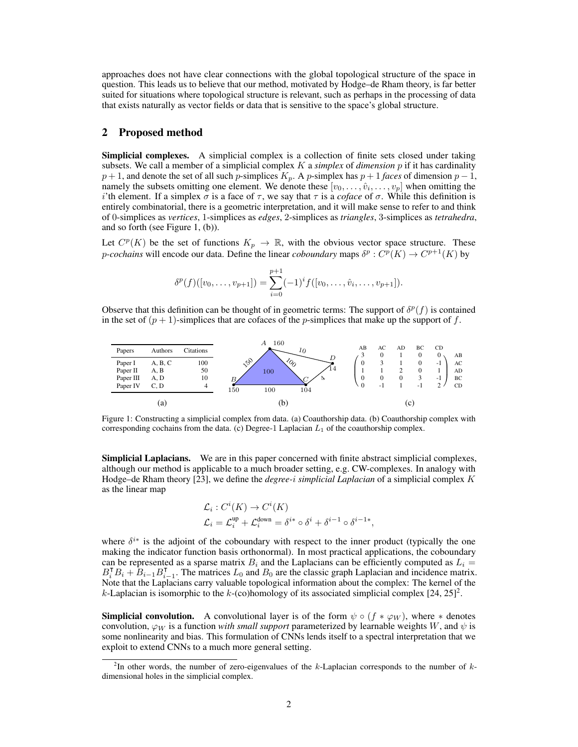approaches does not have clear connections with the global topological structure of the space in question. This leads us to believe that our method, motivated by Hodge–de Rham theory, is far better suited for situations where topological structure is relevant, such as perhaps in the processing of data that exists naturally as vector fields or data that is sensitive to the space's global structure.

## 2 Proposed method

**Simplicial complexes.** A simplicial complex is a collection of finite sets closed under taking subsets. We call a member of a simplicial complex $K$ a *simplex* of *dimension* $p$ if it has cardinality $p+1$, and denote the set of all such $p$-simplices $K_p$. A $p$-simplex has $p+1$ *faces* of dimension $p-1$, namely the subsets omitting one element. We denote these $[v_0, \ldots, \hat{v}_i, \ldots, v_p]$ when omitting the $i$'th element. If a simplex $\sigma$ is a face of $\tau$, we say that $\tau$ is a *coface* of $\sigma$. While this definition is entirely combinatorial, there is a geometric interpretation, and it will make sense to refer to and think of 0-simplices as *vertices*, 1-simplices as *edges*, 2-simplices as *triangles*, 3-simplices as *tetrahedra*, and so forth (see Figure 1, (b)).

Let $C^p(K)$ be the set of functions $K_p \to \mathbb{R}$, with the obvious vector space structure. These $p$-*cochains* will encode our data. Define the linear *coboundary* maps $\delta^p : C^p(K) \to C^{p+1}(K)$ by

$$\delta^p(f)([v_0, \ldots, v_{p+1}]) = \sum_{i=0}^{p+1} (-1)^i f([v_0, \ldots, \hat{v}_i, \ldots, v_{p+1}]).$$

Observe that this definition can be thought of in geometric terms: The support of $\delta^p(f)$ is contained in the set of $(p+1)$-simplices that are cofaces of the $p$-simplices that make up the support of $f$.

| Papers | Authors | Citations |
|---|---|---|
| Paper I | A, B, C | 100 |
| Paper II | A, B | 50 |
| Paper III | A, D | 10 |
| Paper IV | C, D | 4 |

(a)

(b)

| | AB | AC | AD | BC | CD | |
|---|---|---|---|---|---|---|
| | 3 | 0 | 1 | 0 | 0 | AB |
| | 0 | 3 | 1 | 0 | -1 | AC |
| | 1 | 1 | 2 | 0 | 1 | AD |
| | 0 | 0 | 0 | 3 | -1 | BC |
| | 0 | -1 | 1 | -1 | 2 | CD |

(c)

Figure 1: Constructing a simplicial complex from data. (a) Coauthorship data. (b) Coauthorship complex with corresponding cochains from the data. (c) Degree-1 Laplacian $L_1$ of the coauthorship complex.

**Simplicial Laplacians.** We are in this paper concerned with finite abstract simplicial complexes, although our method is applicable to a much broader setting, e.g. CW-complexes. In analogy with Hodge–de Rham theory [23], we define the *degree-$i$ simplicial Laplacian* of a simplicial complex $K$ as the linear map

$$\mathcal{L}_i : C^i(K) \to C^i(K)$$
$$\mathcal{L}_i = \mathcal{L}_i^{\text{up}} + \mathcal{L}_i^{\text{down}} = \delta^{i*} \circ \delta^i + \delta^{i-1} \circ \delta^{i-1*},$$

where $\delta^{i*}$ is the adjoint of the coboundary with respect to the inner product (typically the one making the indicator function basis orthonormal). In most practical applications, the coboundary can be represented as a sparse matrix $B_i$ and the Laplacians can be efficiently computed as $L_i = B_i^\intercal B_i + B_{i-1} B_{i-1}^\intercal$. The matrices $L_0$ and $B_0$ are the classic graph Laplacian and incidence matrix. Note that the Laplacians carry valuable topological information about the complex: The kernel of the $k$-Laplacian is isomorphic to the $k$-(co)homology of its associated simplicial complex [24, 25][2].

**Simplicial convolution.** A convolutional layer is of the form $\psi \circ (f * \varphi_W)$, where $*$ denotes convolution, $\varphi_W$ is a function *with small support* parameterized by learnable weights $W$, and $\psi$ is some nonlinearity and bias. This formulation of CNNs lends itself to a spectral interpretation that we exploit to extend CNNs to a much more general setting.

[2] In other words, the number of zero-eigenvalues of the $k$-Laplacian corresponds to the number of $k$-dimensional holes in the simplicial complex.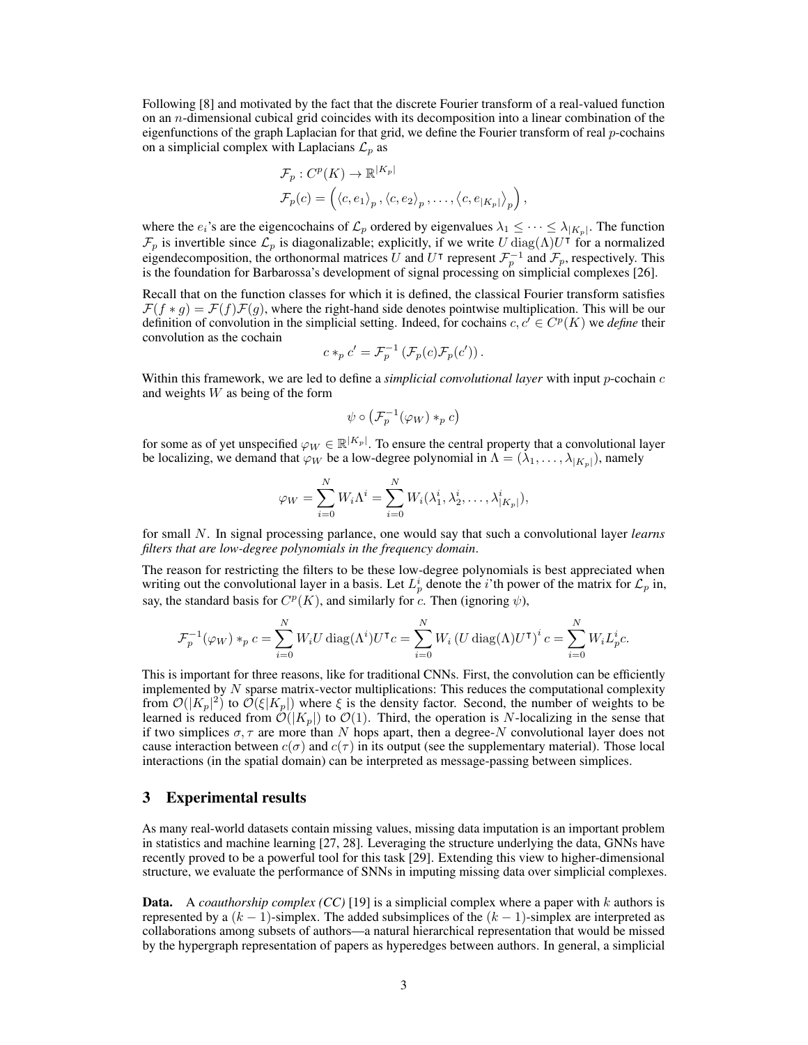Following [8] and motivated by the fact that the discrete Fourier transform of a real-valued function on an $n$-dimensional cubical grid coincides with its decomposition into a linear combination of the eigenfunctions of the graph Laplacian for that grid, we define the Fourier transform of real $p$-cochains on a simplicial complex with Laplacians $\mathcal{L}_p$ as

$$
\begin{aligned}
&\mathcal{F}_p : C^p(K) \to \mathbb{R}^{|K_p|} \\
&\mathcal{F}_p(c) = \left( \langle c, e_1 \rangle_p , \langle c, e_2 \rangle_p , \ldots, \langle c, e_{|K_p|} \rangle_p \right),
\end{aligned}
$$

where the $e_i$'s are the eigencochains of $\mathcal{L}_p$ ordered by eigenvalues $\lambda_1 \leq \cdots \leq \lambda_{|K_p|}$. The function $\mathcal{F}_p$ is invertible since $\mathcal{L}_p$ is diagonalizable; explicitly, if we write $U \operatorname{diag}(\Lambda) U^\intercal$ for a normalized eigendecomposition, the orthonormal matrices $U$ and $U^\intercal$ represent $\mathcal{F}_p^{-1}$ and $\mathcal{F}_p$, respectively. This is the foundation for Barbarossa's development of signal processing on simplicial complexes [26].

Recall that on the function classes for which it is defined, the classical Fourier transform satisfies $\mathcal{F}(f * g) = \mathcal{F}(f)\mathcal{F}(g)$, where the right-hand side denotes pointwise multiplication. This will be our definition of convolution in the simplicial setting. Indeed, for cochains $c, c' \in C^p(K)$ we *define* their convolution as the cochain

$$
c *_p c' = \mathcal{F}_p^{-1} \left( \mathcal{F}_p(c) \mathcal{F}_p(c') \right).
$$

Within this framework, we are led to define a *simplicial convolutional layer* with input $p$-cochain $c$ and weights $W$ as being of the form

$$
\psi \circ \left( \mathcal{F}_p^{-1}(\varphi_W) *_p c \right)
$$

for some as of yet unspecified $\varphi_W \in \mathbb{R}^{|K_p|}$. To ensure the central property that a convolutional layer be localizing, we demand that $\varphi_W$ be a low-degree polynomial in $\Lambda = (\lambda_1, \ldots, \lambda_{|K_p|})$, namely

$$
\varphi_W = \sum_{i=0}^{N} W_i \Lambda^i = \sum_{i=0}^{N} W_i (\lambda_1^i, \lambda_2^i, \ldots, \lambda_{|K_p|}^i),
$$

for small $N$. In signal processing parlance, one would say that such a convolutional layer *learns filters that are low-degree polynomials in the frequency domain*.

The reason for restricting the filters to be these low-degree polynomials is best appreciated when writing out the convolutional layer in a basis. Let $L_p^i$ denote the $i$'th power of the matrix for $\mathcal{L}_p$ in, say, the standard basis for $C^p(K)$, and similarly for $c$. Then (ignoring $\psi$),

$$
\mathcal{F}_p^{-1}(\varphi_W) *_p c = \sum_{i=0}^{N} W_i U \operatorname{diag}(\Lambda^i) U^\intercal c = \sum_{i=0}^{N} W_i \left( U \operatorname{diag}(\Lambda) U^\intercal \right)^i c = \sum_{i=0}^{N} W_i L_p^i c.
$$

This is important for three reasons, like for traditional CNNs. First, the convolution can be efficiently implemented by $N$ sparse matrix-vector multiplications: This reduces the computational complexity from $\mathcal{O}(|K_p|^2)$ to $\mathcal{O}(\xi |K_p|)$ where $\xi$ is the density factor. Second, the number of weights to be learned is reduced from $\mathcal{O}(|K_p|)$ to $\mathcal{O}(1)$. Third, the operation is $N$-localizing in the sense that if two simplices $\sigma, \tau$ are more than $N$ hops apart, then a degree-$N$ convolutional layer does not cause interaction between $c(\sigma)$ and $c(\tau)$ in its output (see the supplementary material). Those local interactions (in the spatial domain) can be interpreted as message-passing between simplices.

## 3 Experimental results

As many real-world datasets contain missing values, missing data imputation is an important problem in statistics and machine learning [27, 28]. Leveraging the structure underlying the data, GNNs have recently proved to be a powerful tool for this task [29]. Extending this view to higher-dimensional structure, we evaluate the performance of SNNs in imputing missing data over simplicial complexes.

**Data.** A *coauthorship complex (CC)* [19] is a simplicial complex where a paper with $k$ authors is represented by a $(k-1)$-simplex. The added subsimplices of the $(k-1)$-simplex are interpreted as collaborations among subsets of authors—a natural hierarchical representation that would be missed by the hypergraph representation of papers as hyperedges between authors. In general, a simplicial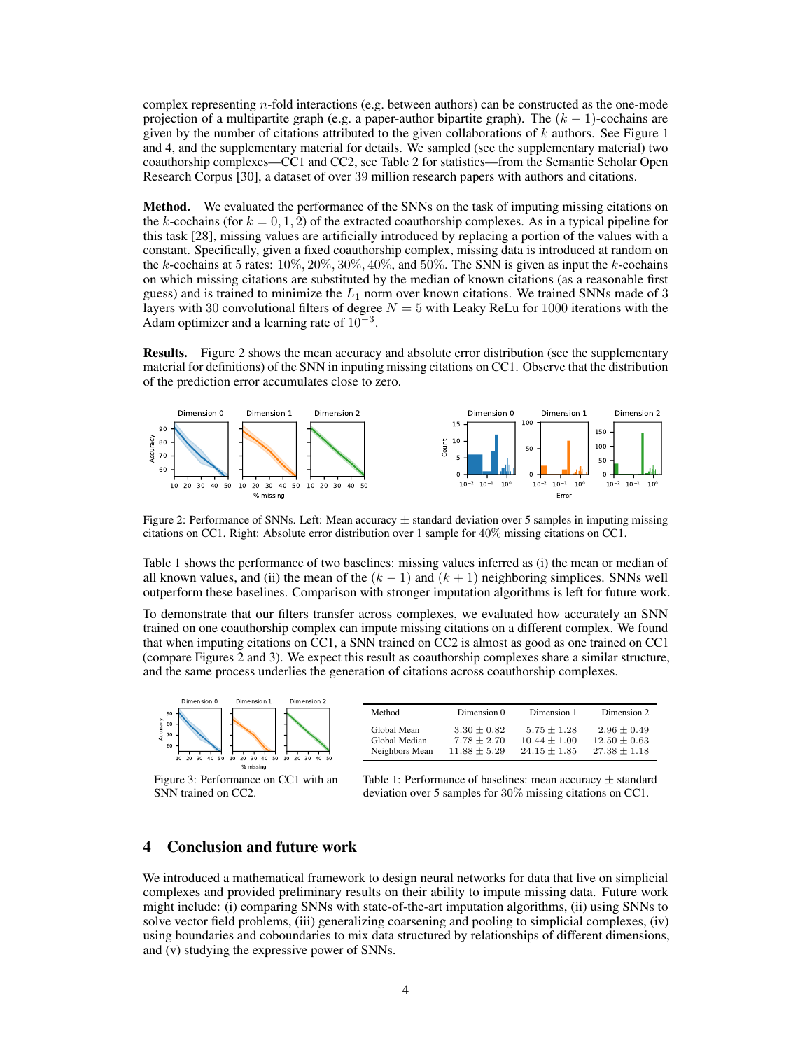complex representing $n$-fold interactions (e.g. between authors) can be constructed as the one-mode projection of a multipartite graph (e.g. a paper-author bipartite graph). The $(k-1)$-cochains are given by the number of citations attributed to the given collaborations of $k$ authors. See Figure 1 and 4, and the supplementary material for details. We sampled (see the supplementary material) two coauthorship complexes—CC1 and CC2, see Table 2 for statistics—from the Semantic Scholar Open Research Corpus [30], a dataset of over 39 million research papers with authors and citations.

**Method.** We evaluated the performance of the SNNs on the task of imputing missing citations on the $k$-cochains (for $k = 0, 1, 2$) of the extracted coauthorship complexes. As in a typical pipeline for this task [28], missing values are artificially introduced by replacing a portion of the values with a constant. Specifically, given a fixed coauthorship complex, missing data is introduced at random on the $k$-cochains at 5 rates: $10\%$, $20\%$, $30\%$, $40\%$, and $50\%$. The SNN is given as input the $k$-cochains on which missing citations are substituted by the median of known citations (as a reasonable first guess) and is trained to minimize the $L_1$ norm over known citations. We trained SNNs made of 3 layers with 30 convolutional filters of degree $N = 5$ with Leaky ReLu for 1000 iterations with the Adam optimizer and a learning rate of $10^{-3}$.

**Results.** Figure 2 shows the mean accuracy and absolute error distribution (see the supplementary material for definitions) of the SNN in inputing missing citations on CC1. Observe that the distribution of the prediction error accumulates close to zero.

Figure 2: Performance of SNNs. Left: Mean accuracy ± standard deviation over 5 samples in imputing missing citations on CC1. Right: Absolute error distribution over 1 sample for $40\%$ missing citations on CC1.

Table 1 shows the performance of two baselines: missing values inferred as (i) the mean or median of all known values, and (ii) the mean of the $(k-1)$ and $(k+1)$ neighboring simplices. SNNs well outperform these baselines. Comparison with stronger imputation algorithms is left for future work.

To demonstrate that our filters transfer across complexes, we evaluated how accurately an SNN trained on one coauthorship complex can impute missing citations on a different complex. We found that when imputing citations on CC1, a SNN trained on CC2 is almost as good as one trained on CC1 (compare Figures 2 and 3). We expect this result as coauthorship complexes share a similar structure, and the same process underlies the generation of citations across coauthorship complexes.

Figure 3: Performance on CC1 with an SNN trained on CC2.

| Method | Dimension 0 | Dimension 1 | Dimension 2 |
|---|---|---|---|
| Global Mean | $3.30 \pm 0.82$ | $5.75 \pm 1.28$ | $2.96 \pm 0.49$ |
| Global Median | $7.78 \pm 2.70$ | $10.44 \pm 1.00$ | $12.50 \pm 0.63$ |
| Neighbors Mean | $11.88 \pm 5.29$ | $24.15 \pm 1.85$ | $27.38 \pm 1.18$ |

Table 1: Performance of baselines: mean accuracy ± standard deviation over 5 samples for $30\%$ missing citations on CC1.

## 4 Conclusion and future work

We introduced a mathematical framework to design neural networks for data that live on simplicial complexes and provided preliminary results on their ability to impute missing data. Future work might include: (i) comparing SNNs with state-of-the-art imputation algorithms, (ii) using SNNs to solve vector field problems, (iii) generalizing coarsening and pooling to simplicial complexes, (iv) using boundaries and coboundaries to mix data structured by relationships of different dimensions, and (v) studying the expressive power of SNNs.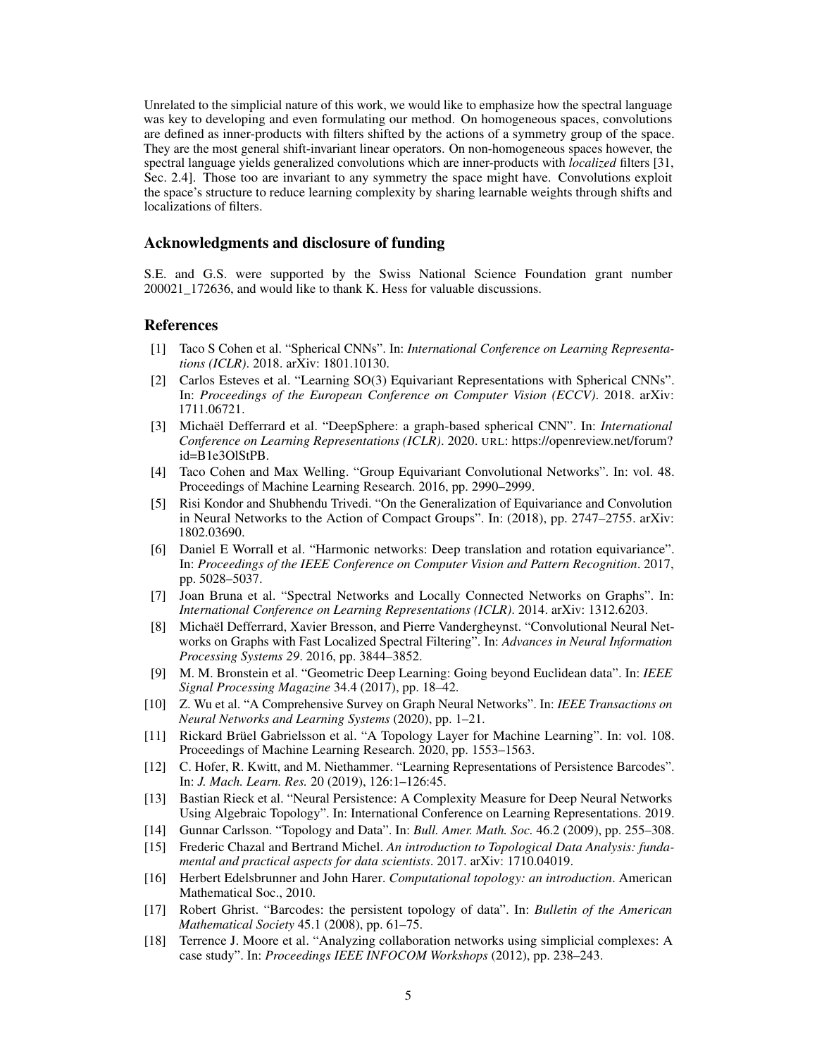Unrelated to the simplicial nature of this work, we would like to emphasize how the spectral language was key to developing and even formulating our method. On homogeneous spaces, convolutions are defined as inner-products with filters shifted by the actions of a symmetry group of the space. They are the most general shift-invariant linear operators. On non-homogeneous spaces however, the spectral language yields generalized convolutions which are inner-products with *localized* filters [31, Sec. 2.4]. Those too are invariant to any symmetry the space might have. Convolutions exploit the space's structure to reduce learning complexity by sharing learnable weights through shifts and localizations of filters.

## Acknowledgments and disclosure of funding

S.E. and G.S. were supported by the Swiss National Science Foundation grant number 200021_172636, and would like to thank K. Hess for valuable discussions.

## References

[1] Taco S Cohen et al. "Spherical CNNs". In: *International Conference on Learning Representations (ICLR)*. 2018. arXiv: 1801.10130.

[2] Carlos Esteves et al. "Learning SO(3) Equivariant Representations with Spherical CNNs". In: *Proceedings of the European Conference on Computer Vision (ECCV)*. 2018. arXiv: 1711.06721.

[3] Michaël Defferrard et al. "DeepSphere: a graph-based spherical CNN". In: *International Conference on Learning Representations (ICLR)*. 2020. URL: https://openreview.net/forum?id=B1e3OlStPB.

[4] Taco Cohen and Max Welling. "Group Equivariant Convolutional Networks". In: vol. 48. Proceedings of Machine Learning Research. 2016, pp. 2990–2999.

[5] Risi Kondor and Shubhendu Trivedi. "On the Generalization of Equivariance and Convolution in Neural Networks to the Action of Compact Groups". In: (2018), pp. 2747–2755. arXiv: 1802.03690.

[6] Daniel E Worrall et al. "Harmonic networks: Deep translation and rotation equivariance". In: *Proceedings of the IEEE Conference on Computer Vision and Pattern Recognition*. 2017, pp. 5028–5037.

[7] Joan Bruna et al. "Spectral Networks and Locally Connected Networks on Graphs". In: *International Conference on Learning Representations (ICLR)*. 2014. arXiv: 1312.6203.

[8] Michaël Defferrard, Xavier Bresson, and Pierre Vandergheynst. "Convolutional Neural Networks on Graphs with Fast Localized Spectral Filtering". In: *Advances in Neural Information Processing Systems 29*. 2016, pp. 3844–3852.

[9] M. M. Bronstein et al. "Geometric Deep Learning: Going beyond Euclidean data". In: *IEEE Signal Processing Magazine* 34.4 (2017), pp. 18–42.

[10] Z. Wu et al. "A Comprehensive Survey on Graph Neural Networks". In: *IEEE Transactions on Neural Networks and Learning Systems* (2020), pp. 1–21.

[11] Rickard Brüel Gabrielsson et al. "A Topology Layer for Machine Learning". In: vol. 108. Proceedings of Machine Learning Research. 2020, pp. 1553–1563.

[12] C. Hofer, R. Kwitt, and M. Niethammer. "Learning Representations of Persistence Barcodes". In: *J. Mach. Learn. Res.* 20 (2019), 126:1–126:45.

[13] Bastian Rieck et al. "Neural Persistence: A Complexity Measure for Deep Neural Networks Using Algebraic Topology". In: International Conference on Learning Representations. 2019.

[14] Gunnar Carlsson. "Topology and Data". In: *Bull. Amer. Math. Soc.* 46.2 (2009), pp. 255–308.

[15] Frederic Chazal and Bertrand Michel. *An introduction to Topological Data Analysis: fundamental and practical aspects for data scientists*. 2017. arXiv: 1710.04019.

[16] Herbert Edelsbrunner and John Harer. *Computational topology: an introduction*. American Mathematical Soc., 2010.

[17] Robert Ghrist. "Barcodes: the persistent topology of data". In: *Bulletin of the American Mathematical Society* 45.1 (2008), pp. 61–75.

[18] Terrence J. Moore et al. "Analyzing collaboration networks using simplicial complexes: A case study". In: *Proceedings IEEE INFOCOM Workshops* (2012), pp. 238–243.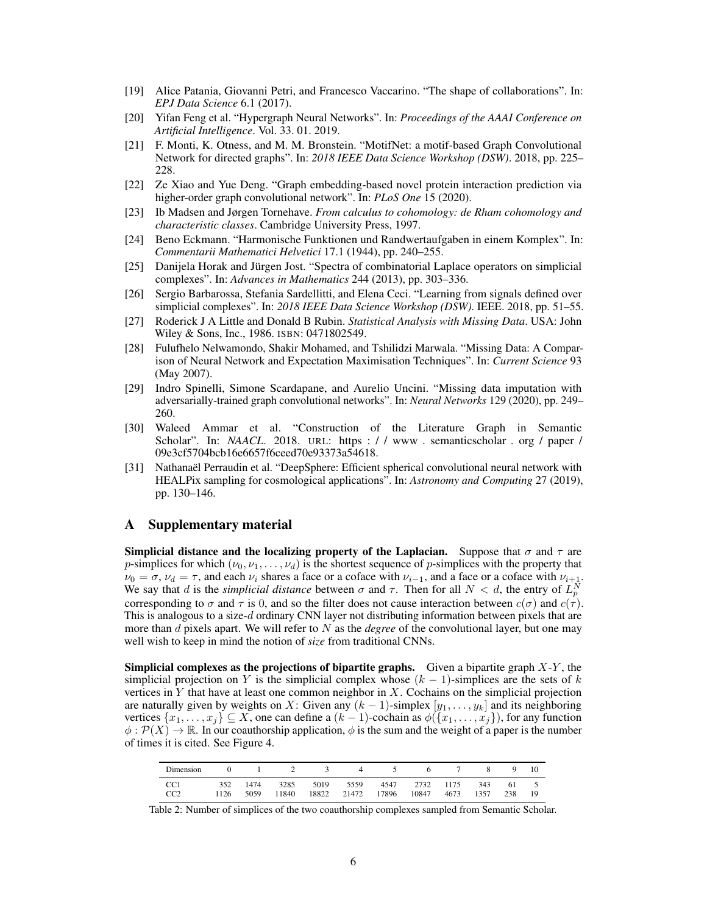[19] Alice Patania, Giovanni Petri, and Francesco Vaccarino. “The shape of collaborations”. In: *EPJ Data Science* 6.1 (2017).

[20] Yifan Feng et al. “Hypergraph Neural Networks”. In: *Proceedings of the AAAI Conference on Artificial Intelligence*. Vol. 33. 01. 2019.

[21] F. Monti, K. Otness, and M. M. Bronstein. “MotifNet: a motif-based Graph Convolutional Network for directed graphs”. In: *2018 IEEE Data Science Workshop (DSW)*. 2018, pp. 225–228.

[22] Ze Xiao and Yue Deng. “Graph embedding-based novel protein interaction prediction via higher-order graph convolutional network”. In: *PLoS One* 15 (2020).

[23] Ib Madsen and Jørgen Tornehave. *From calculus to cohomology: de Rham cohomology and characteristic classes*. Cambridge University Press, 1997.

[24] Beno Eckmann. “Harmonische Funktionen und Randwertaufgaben in einem Komplex”. In: *Commentarii Mathematici Helvetici* 17.1 (1944), pp. 240–255.

[25] Danijela Horak and Jürgen Jost. “Spectra of combinatorial Laplace operators on simplicial complexes”. In: *Advances in Mathematics* 244 (2013), pp. 303–336.

[26] Sergio Barbarossa, Stefania Sardellitti, and Elena Ceci. “Learning from signals defined over simplicial complexes”. In: *2018 IEEE Data Science Workshop (DSW)*. IEEE. 2018, pp. 51–55.

[27] Roderick J A Little and Donald B Rubin. *Statistical Analysis with Missing Data*. USA: John Wiley & Sons, Inc., 1986. ISBN: 0471802549.

[28] Fulufhelo Nelwamondo, Shakir Mohamed, and Tshilidzi Marwala. “Missing Data: A Comparison of Neural Network and Expectation Maximisation Techniques”. In: *Current Science* 93 (May 2007).

[29] Indro Spinelli, Simone Scardapane, and Aurelio Uncini. “Missing data imputation with adversarially-trained graph convolutional networks”. In: *Neural Networks* 129 (2020), pp. 249–260.

[30] Waleed Ammar et al. “Construction of the Literature Graph in Semantic Scholar”. In: *NAACL*. 2018. URL: https://www.semanticscholar.org/paper/09e3cf5704bcb16e6657f6ceed70e93373a54618.

[31] Nathanaël Perraudin et al. “DeepSphere: Efficient spherical convolutional neural network with HEALPix sampling for cosmological applications”. In: *Astronomy and Computing* 27 (2019), pp. 130–146.

# A Supplementary material

**Simplicial distance and the localizing property of the Laplacian.** Suppose that $\sigma$ and $\tau$ are $p$-simplices for which $(\nu_0, \nu_1, \ldots, \nu_d)$ is the shortest sequence of $p$-simplices with the property that $\nu_0 = \sigma$, $\nu_d = \tau$, and each $\nu_i$ shares a face or a coface with $\nu_{i-1}$, and a face or a coface with $\nu_{i+1}$. We say that $d$ is the *simplicial distance* between $\sigma$ and $\tau$. Then for all $N < d$, the entry of $L_p^N$ corresponding to $\sigma$ and $\tau$ is 0, and so the filter does not cause interaction between $c(\sigma)$ and $c(\tau)$. This is analogous to a size-$d$ ordinary CNN layer not distributing information between pixels that are more than $d$ pixels apart. We will refer to $N$ as the *degree* of the convolutional layer, but one may well wish to keep in mind the notion of *size* from traditional CNNs.

**Simplicial complexes as the projections of bipartite graphs.** Given a bipartite graph $X$-$Y$, the simplicial projection on $Y$ is the simplicial complex whose $(k-1)$-simplices are the sets of $k$ vertices in $Y$ that have at least one common neighbor in $X$. Cochains on the simplicial projection are naturally given by weights on $X$: Given any $(k-1)$-simplex $[y_1, \ldots, y_k]$ and its neighboring vertices $\{x_1, \ldots, x_j\} \subseteq X$, one can define a $(k-1)$-cochain as $\phi(\{x_1, \ldots, x_j\})$, for any function $\phi : \mathcal{P}(X) \to \mathbb{R}$. In our coauthorship application, $\phi$ is the sum and the weight of a paper is the number of times it is cited. See Figure 4.

| Dimension | 0 | 1 | 2 | 3 | 4 | 5 | 6 | 7 | 8 | 9 | 10 |
|---|---|---|---|---|---|---|---|---|---|---|---|
| CC1 | 352 | 1474 | 3285 | 5019 | 5559 | 4547 | 2732 | 1175 | 343 | 61 | 5 |
| CC2 | 1126 | 5059 | 11840 | 18822 | 21472 | 17896 | 10847 | 4673 | 1357 | 238 | 19 |

Table 2: Number of simplices of the two coauthorship complexes sampled from Semantic Scholar.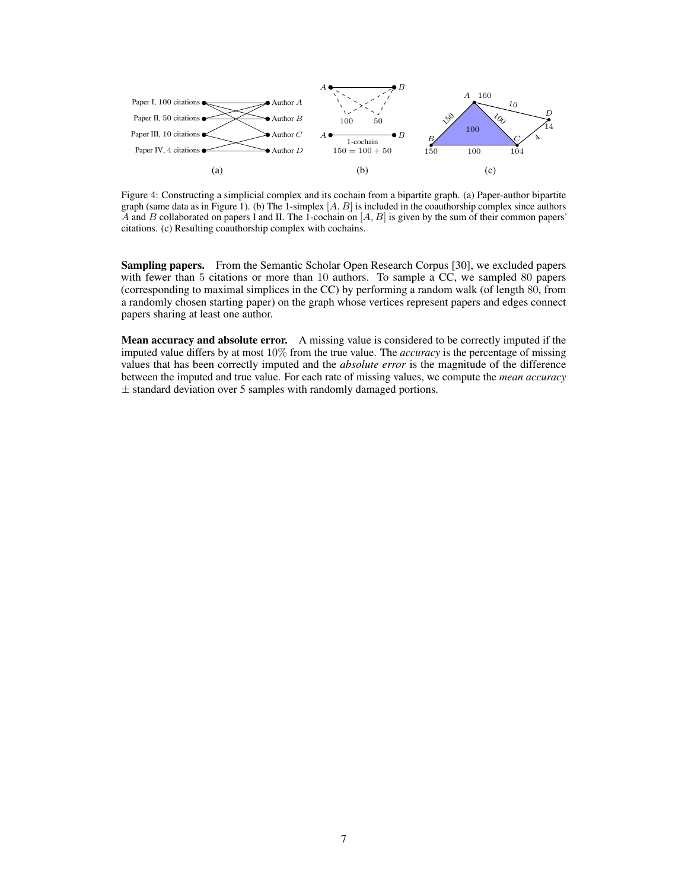Paper I, 100 citations
Paper II, 50 citations
Paper III, 10 citations
Paper IV, 4 citations
Author $A$
Author $B$
Author $C$
Author $D$

(a)

$A$ $B$
100 50
$A$ $B$
1-cochain
$150 = 100 + 50$

(b)

$A$ 160
10
$D$
150
100
100
14
4
$B$ $C$
150 100 104

(c)

Figure 4: Constructing a simplicial complex and its cochain from a bipartite graph. (a) Paper-author bipartite graph (same data as in Figure 1). (b) The 1-simplex $[A, B]$ is included in the coauthorship complex since authors $A$ and $B$ collaborated on papers I and II. The 1-cochain on $[A, B]$ is given by the sum of their common papers' citations. (c) Resulting coauthorship complex with cochains.

**Sampling papers.** From the Semantic Scholar Open Research Corpus [30], we excluded papers with fewer than $5$ citations or more than $10$ authors. To sample a CC, we sampled $80$ papers (corresponding to maximal simplices in the CC) by performing a random walk (of length $80$, from a randomly chosen starting paper) on the graph whose vertices represent papers and edges connect papers sharing at least one author.

**Mean accuracy and absolute error.** A missing value is considered to be correctly imputed if the imputed value differs by at most $10\%$ from the true value. The *accuracy* is the percentage of missing values that has been correctly imputed and the *absolute error* is the magnitude of the difference between the imputed and true value. For each rate of missing values, we compute the *mean accuracy* $\pm$ standard deviation over 5 samples with randomly damaged portions.